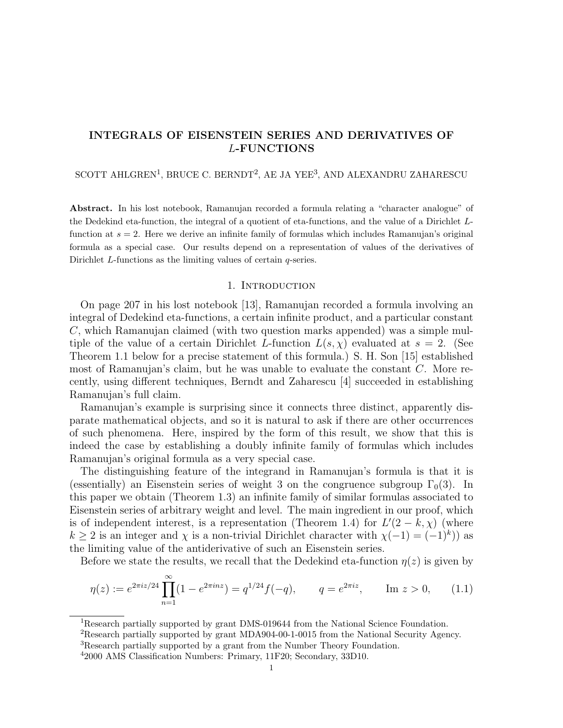# INTEGRALS OF EISENSTEIN SERIES AND DERIVATIVES OF $L$-FUNCTIONS

SCOTT AHLGREN[1], BRUCE C. BERNDT[2], AE JA YEE[3], AND ALEXANDRU ZAHARESCU

**Abstract.** In his lost notebook, Ramanujan recorded a formula relating a "character analogue" of the Dedekind eta-function, the integral of a quotient of eta-functions, and the value of a Dirichlet $L$-function at $s = 2$. Here we derive an infinite family of formulas which includes Ramanujan's original formula as a special case. Our results depend on a representation of values of the derivatives of Dirichlet $L$-functions as the limiting values of certain $q$-series.

## 1. Introduction

On page 207 in his lost notebook [13], Ramanujan recorded a formula involving an integral of Dedekind eta-functions, a certain infinite product, and a particular constant $C$, which Ramanujan claimed (with two question marks appended) was a simple multiple of the value of a certain Dirichlet $L$-function $L(s, \chi)$ evaluated at $s = 2$. (See Theorem 1.1 below for a precise statement of this formula.) S. H. Son [15] established most of Ramanujan's claim, but he was unable to evaluate the constant $C$. More recently, using different techniques, Berndt and Zaharescu [4] succeeded in establishing Ramanujan's full claim.

Ramanujan's example is surprising since it connects three distinct, apparently disparate mathematical objects, and so it is natural to ask if there are other occurrences of such phenomena. Here, inspired by the form of this result, we show that this is indeed the case by establishing a doubly infinite family of formulas which includes Ramanujan's original formula as a very special case.

The distinguishing feature of the integrand in Ramanujan's formula is that it is (essentially) an Eisenstein series of weight 3 on the congruence subgroup $\Gamma_0(3)$. In this paper we obtain (Theorem 1.3) an infinite family of similar formulas associated to Eisenstein series of arbitrary weight and level. The main ingredient in our proof, which is of independent interest, is a representation (Theorem 1.4) for $L'(2-k, \chi)$ (where $k \geq 2$ is an integer and $\chi$ is a non-trivial Dirichlet character with $\chi(-1) = (-1)^k$)) as the limiting value of the antiderivative of such an Eisenstein series.

Before we state the results, we recall that the Dedekind eta-function $\eta(z)$ is given by

$$\eta(z) := e^{2\pi i z/24} \prod_{n=1}^{\infty} (1 - e^{2\pi i n z}) = q^{1/24} f(-q), \qquad q = e^{2\pi i z}, \qquad \text{Im } z > 0, \tag{1.1}$$

---

[1] Research partially supported by grant DMS-019644 from the National Science Foundation.

[2] Research partially supported by grant MDA904-00-1-0015 from the National Security Agency.

[3] Research partially supported by a grant from the Number Theory Foundation.

[4] 2000 AMS Classification Numbers: Primary, 11F20; Secondary, 33D10.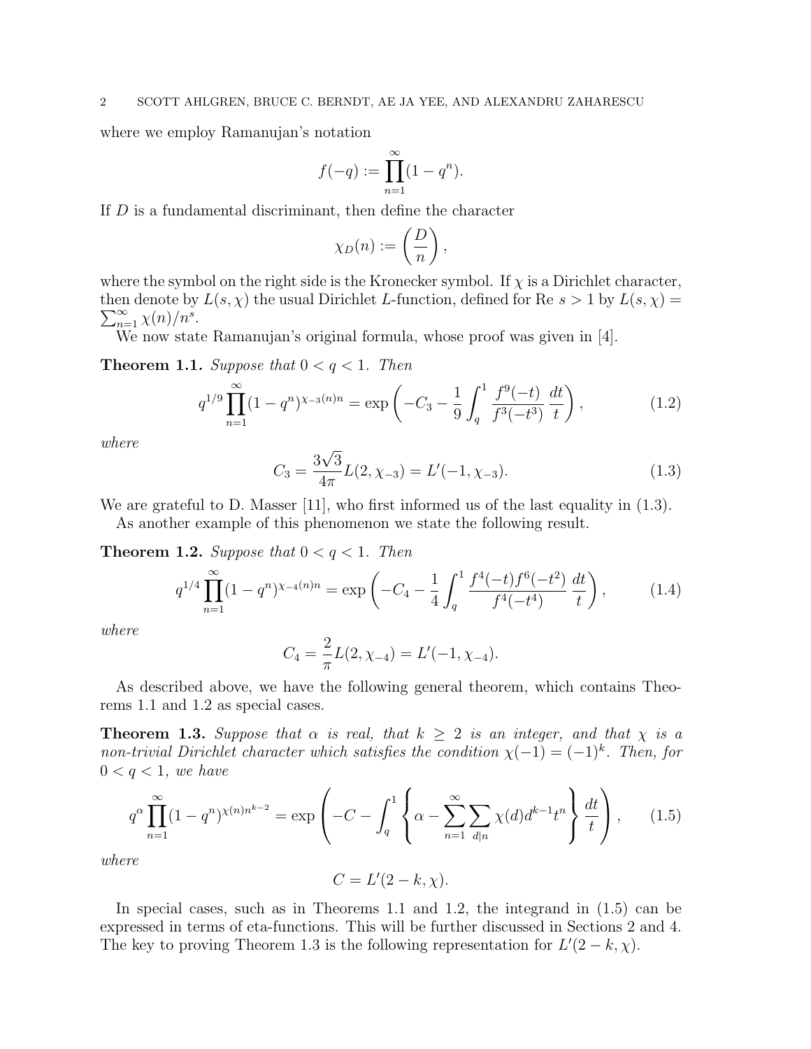where we employ Ramanujan's notation

$$f(-q) := \prod_{n=1}^{\infty}(1-q^n).$$

If $D$ is a fundamental discriminant, then define the character

$$\chi_D(n) := \left(\frac{D}{n}\right),$$

where the symbol on the right side is the Kronecker symbol. If $\chi$ is a Dirichlet character, then denote by $L(s,\chi)$ the usual Dirichlet $L$-function, defined for Re $s>1$ by $L(s,\chi) = \sum_{n=1}^{\infty}\chi(n)/n^s$.

We now state Ramanujan's original formula, whose proof was given in [4].

**Theorem 1.1.** *Suppose that* $0<q<1$. *Then*

$$q^{1/9}\prod_{n=1}^{\infty}(1-q^n)^{\chi_{-3}(n)n} = \exp\left(-C_3 - \frac{1}{9}\int_q^1 \frac{f^9(-t)}{f^3(-t^3)}\,\frac{dt}{t}\right), \tag{1.2}$$

*where*

$$C_3 = \frac{3\sqrt{3}}{4\pi}L(2,\chi_{-3}) = L'(-1,\chi_{-3}). \tag{1.3}$$

We are grateful to D. Masser [11], who first informed us of the last equality in (1.3).

As another example of this phenomenon we state the following result.

**Theorem 1.2.** *Suppose that* $0<q<1$. *Then*

$$q^{1/4}\prod_{n=1}^{\infty}(1-q^n)^{\chi_{-4}(n)n} = \exp\left(-C_4 - \frac{1}{4}\int_q^1 \frac{f^4(-t)f^6(-t^2)}{f^4(-t^4)}\,\frac{dt}{t}\right), \tag{1.4}$$

*where*

$$C_4 = \frac{2}{\pi}L(2,\chi_{-4}) = L'(-1,\chi_{-4}).$$

As described above, we have the following general theorem, which contains Theorems 1.1 and 1.2 as special cases.

**Theorem 1.3.** *Suppose that* $\alpha$ *is real, that* $k\geq 2$ *is an integer, and that* $\chi$ *is a non-trivial Dirichlet character which satisfies the condition* $\chi(-1)=(-1)^k$. *Then, for* $0<q<1$, *we have*

$$q^{\alpha}\prod_{n=1}^{\infty}(1-q^n)^{\chi(n)n^{k-2}} = \exp\left(-C - \int_q^1\left\{\alpha - \sum_{n=1}^{\infty}\sum_{d|n}\chi(d)d^{k-1}t^n\right\}\frac{dt}{t}\right), \tag{1.5}$$

*where*

$$C = L'(2-k,\chi).$$

In special cases, such as in Theorems 1.1 and 1.2, the integrand in (1.5) can be expressed in terms of eta-functions. This will be further discussed in Sections 2 and 4. The key to proving Theorem 1.3 is the following representation for $L'(2-k,\chi)$.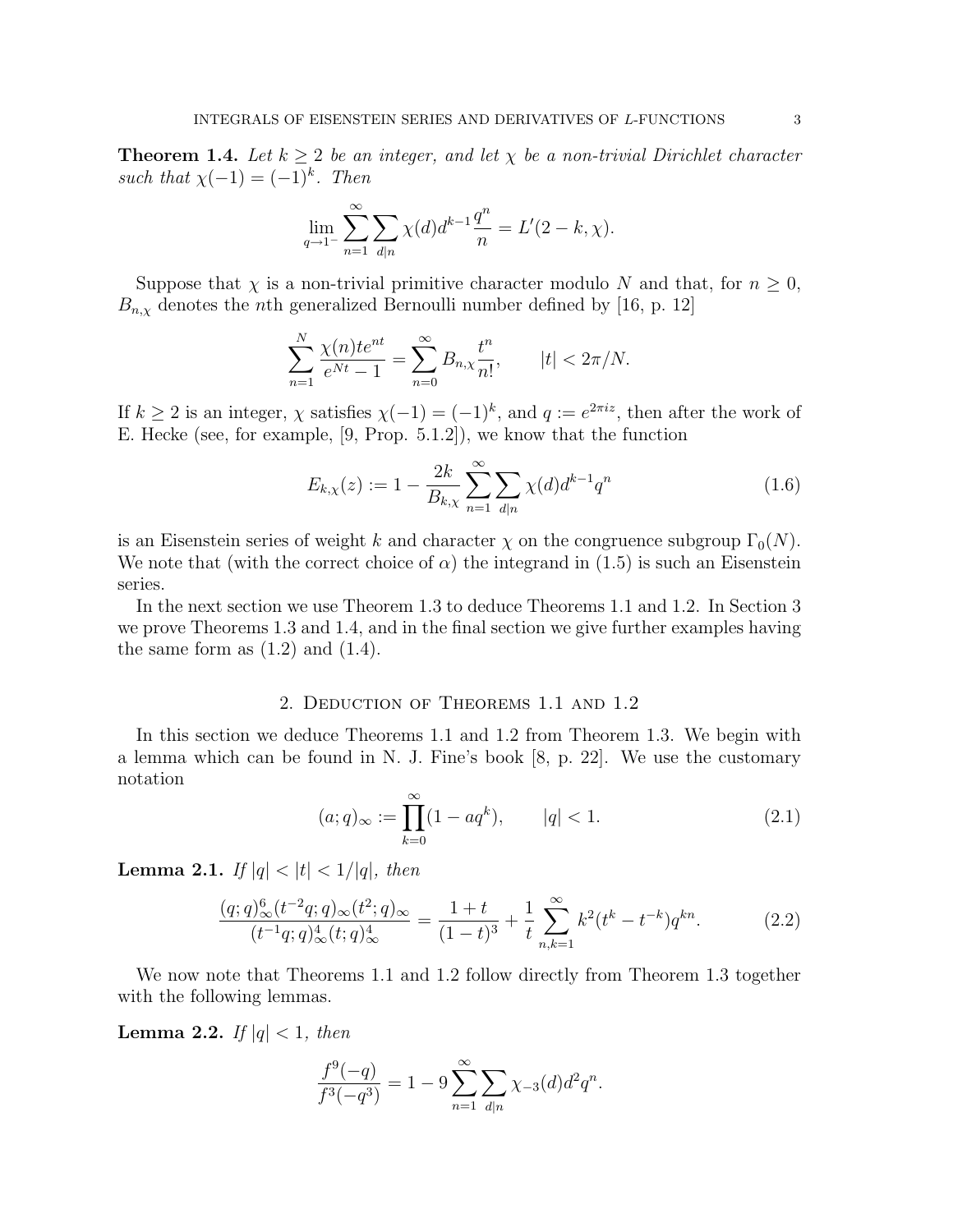**Theorem 1.4.** *Let $k \geq 2$ be an integer, and let $\chi$ be a non-trivial Dirichlet character such that $\chi(-1) = (-1)^k$. Then*

$$\lim_{q \to 1^-} \sum_{n=1}^{\infty} \sum_{d|n} \chi(d) d^{k-1} \frac{q^n}{n} = L'(2-k, \chi).$$

Suppose that $\chi$ is a non-trivial primitive character modulo $N$ and that, for $n \geq 0$, $B_{n,\chi}$ denotes the $n$th generalized Bernoulli number defined by [16, p. 12]

$$\sum_{n=1}^{N} \frac{\chi(n) t e^{nt}}{e^{Nt} - 1} = \sum_{n=0}^{\infty} B_{n,\chi} \frac{t^n}{n!}, \qquad |t| < 2\pi/N.$$

If $k \geq 2$ is an integer, $\chi$ satisfies $\chi(-1) = (-1)^k$, and $q := e^{2\pi i z}$, then after the work of E. Hecke (see, for example, [9, Prop. 5.1.2]), we know that the function

$$E_{k,\chi}(z) := 1 - \frac{2k}{B_{k,\chi}} \sum_{n=1}^{\infty} \sum_{d|n} \chi(d) d^{k-1} q^n \tag{1.6}$$

is an Eisenstein series of weight $k$ and character $\chi$ on the congruence subgroup $\Gamma_0(N)$. We note that (with the correct choice of $\alpha$) the integrand in (1.5) is such an Eisenstein series.

In the next section we use Theorem 1.3 to deduce Theorems 1.1 and 1.2. In Section 3 we prove Theorems 1.3 and 1.4, and in the final section we give further examples having the same form as (1.2) and (1.4).

## 2. Deduction of Theorems 1.1 and 1.2

In this section we deduce Theorems 1.1 and 1.2 from Theorem 1.3. We begin with a lemma which can be found in N. J. Fine's book [8, p. 22]. We use the customary notation

$$(a;q)_\infty := \prod_{k=0}^{\infty} (1 - aq^k), \qquad |q| < 1. \tag{2.1}$$

**Lemma 2.1.** *If $|q| < |t| < 1/|q|$, then*

$$\frac{(q;q)_\infty^6 (t^{-2}q;q)_\infty (t^2;q)_\infty}{(t^{-1}q;q)_\infty^4 (t;q)_\infty^4} = \frac{1+t}{(1-t)^3} + \frac{1}{t} \sum_{n,k=1}^{\infty} k^2 (t^k - t^{-k}) q^{kn}. \tag{2.2}$$

We now note that Theorems 1.1 and 1.2 follow directly from Theorem 1.3 together with the following lemmas.

**Lemma 2.2.** *If $|q| < 1$, then*

$$\frac{f^9(-q)}{f^3(-q^3)} = 1 - 9 \sum_{n=1}^{\infty} \sum_{d|n} \chi_{-3}(d) d^2 q^n.$$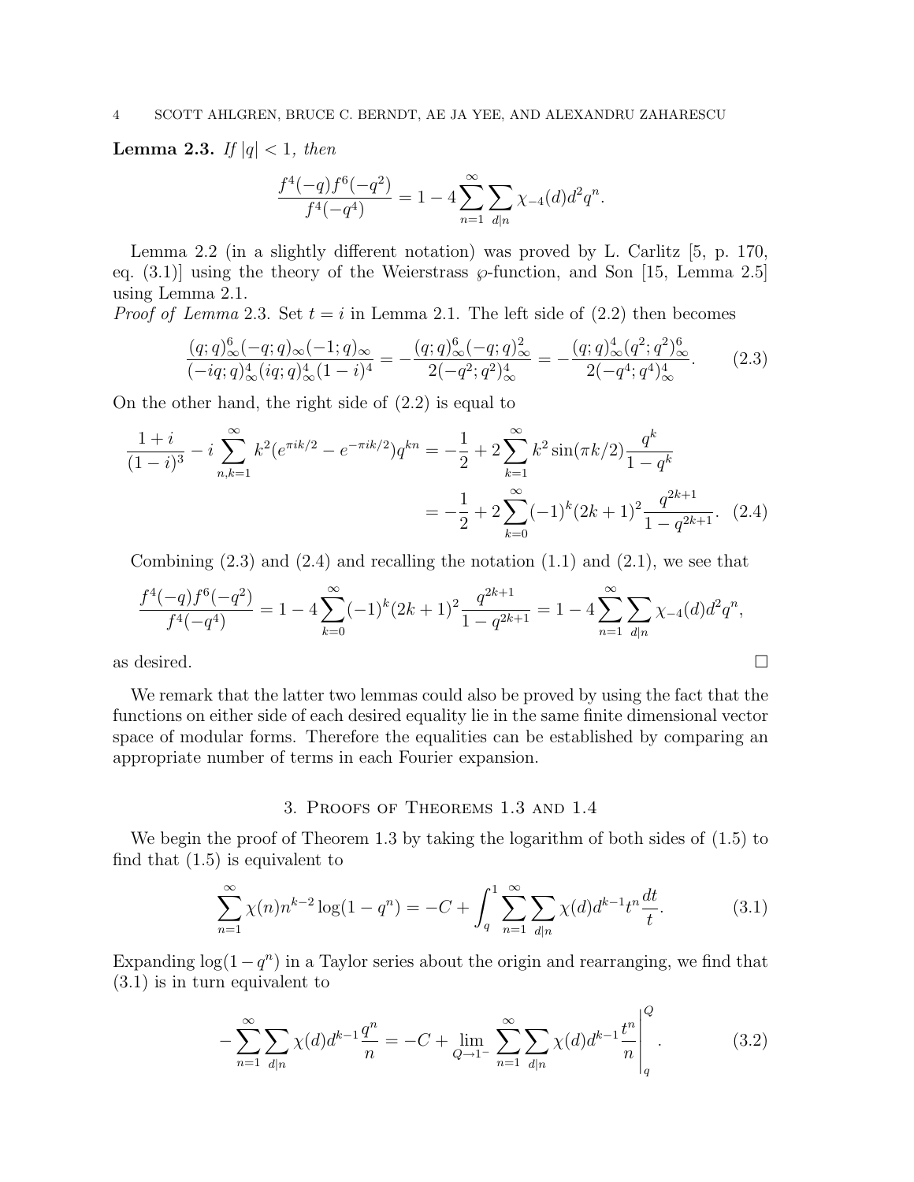**Lemma 2.3.** *If $|q| < 1$, then*

$$\frac{f^4(-q)f^6(-q^2)}{f^4(-q^4)} = 1 - 4\sum_{n=1}^{\infty}\sum_{d|n}\chi_{-4}(d)d^2q^n.$$

Lemma 2.2 (in a slightly different notation) was proved by L. Carlitz [5, p. 170, eq. (3.1)] using the theory of the Weierstrass $\wp$-function, and Son [15, Lemma 2.5] using Lemma 2.1.

*Proof of Lemma* 2.3. Set $t = i$ in Lemma 2.1. The left side of (2.2) then becomes

$$\frac{(q;q)_\infty^6(-q;q)_\infty(-1;q)_\infty}{(-iq;q)_\infty^4(iq;q)_\infty^4(1-i)^4} = -\frac{(q;q)_\infty^6(-q;q)_\infty^2}{2(-q^2;q^2)_\infty^4} = -\frac{(q;q)_\infty^4(q^2;q^2)_\infty^6}{2(-q^4;q^4)_\infty^4}. \tag{2.3}$$

On the other hand, the right side of (2.2) is equal to

$$\begin{aligned}\frac{1+i}{(1-i)^3} - i\sum_{n,k=1}^{\infty}k^2(e^{\pi ik/2} - e^{-\pi ik/2})q^{kn} &= -\frac{1}{2} + 2\sum_{k=1}^{\infty}k^2\sin(\pi k/2)\frac{q^k}{1-q^k} \\ &= -\frac{1}{2} + 2\sum_{k=0}^{\infty}(-1)^k(2k+1)^2\frac{q^{2k+1}}{1-q^{2k+1}}. \end{aligned} \tag{2.4}$$

Combining (2.3) and (2.4) and recalling the notation (1.1) and (2.1), we see that

$$\frac{f^4(-q)f^6(-q^2)}{f^4(-q^4)} = 1 - 4\sum_{k=0}^{\infty}(-1)^k(2k+1)^2\frac{q^{2k+1}}{1-q^{2k+1}} = 1 - 4\sum_{n=1}^{\infty}\sum_{d|n}\chi_{-4}(d)d^2q^n,$$

as desired. $\square$

We remark that the latter two lemmas could also be proved by using the fact that the functions on either side of each desired equality lie in the same finite dimensional vector space of modular forms. Therefore the equalities can be established by comparing an appropriate number of terms in each Fourier expansion.

## 3. Proofs of Theorems 1.3 and 1.4

We begin the proof of Theorem 1.3 by taking the logarithm of both sides of (1.5) to find that (1.5) is equivalent to

$$\sum_{n=1}^{\infty}\chi(n)n^{k-2}\log(1-q^n) = -C + \int_q^1\sum_{n=1}^{\infty}\sum_{d|n}\chi(d)d^{k-1}t^n\frac{dt}{t}. \tag{3.1}$$

Expanding $\log(1-q^n)$ in a Taylor series about the origin and rearranging, we find that (3.1) is in turn equivalent to

$$-\sum_{n=1}^{\infty}\sum_{d|n}\chi(d)d^{k-1}\frac{q^n}{n} = -C + \lim_{Q\to 1^-}\sum_{n=1}^{\infty}\sum_{d|n}\chi(d)d^{k-1}\frac{t^n}{n}\Bigg|_q^Q. \tag{3.2}$$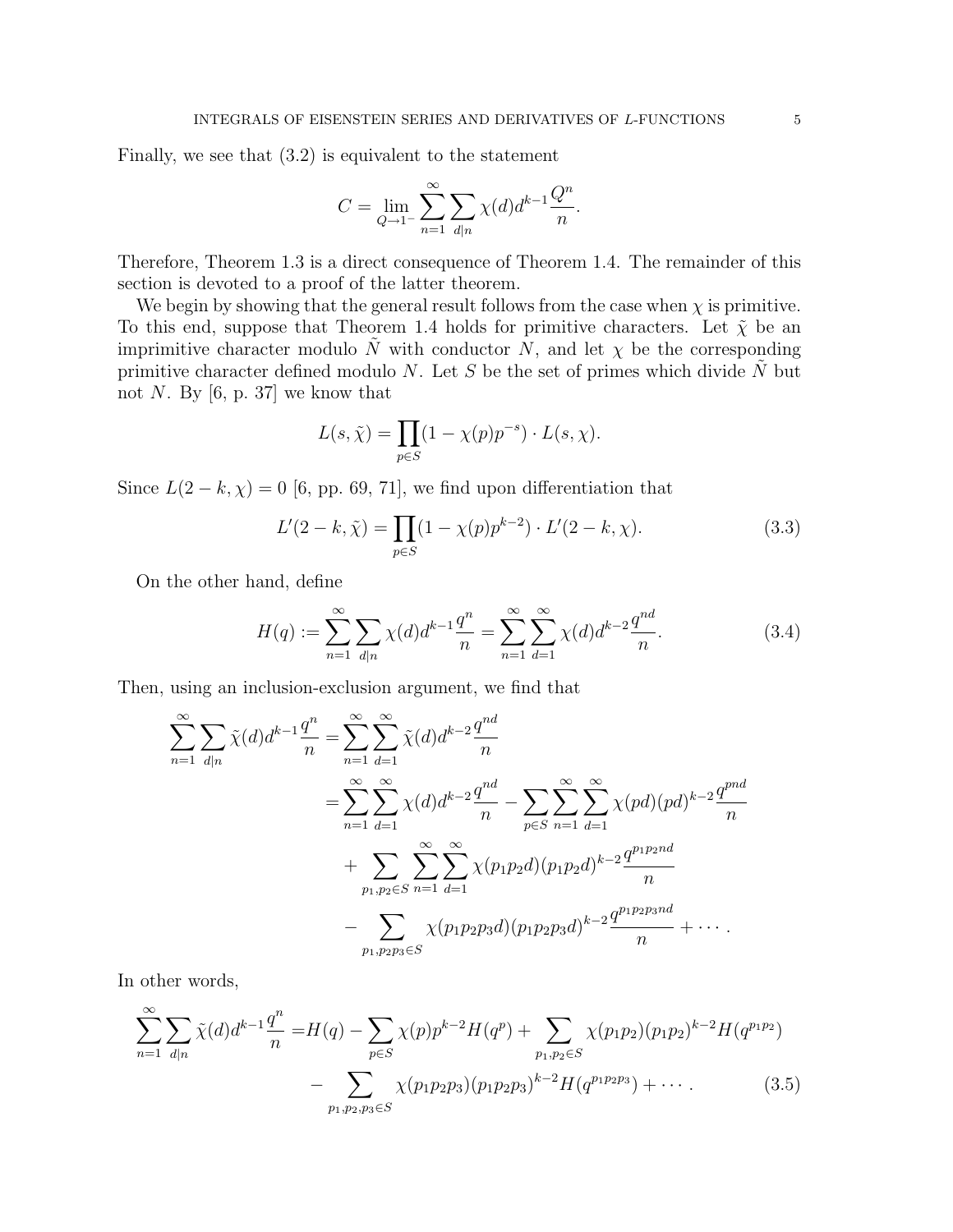Finally, we see that (3.2) is equivalent to the statement

$$C = \lim_{Q \to 1^-} \sum_{n=1}^{\infty} \sum_{d|n} \chi(d) d^{k-1} \frac{Q^n}{n}.$$

Therefore, Theorem 1.3 is a direct consequence of Theorem 1.4. The remainder of this section is devoted to a proof of the latter theorem.

We begin by showing that the general result follows from the case when $\chi$ is primitive. To this end, suppose that Theorem 1.4 holds for primitive characters. Let $\tilde{\chi}$ be an imprimitive character modulo $\tilde{N}$ with conductor $N$, and let $\chi$ be the corresponding primitive character defined modulo $N$. Let $S$ be the set of primes which divide $\tilde{N}$ but not $N$. By [6, p. 37] we know that

$$L(s, \tilde{\chi}) = \prod_{p \in S} (1 - \chi(p) p^{-s}) \cdot L(s, \chi).$$

Since $L(2-k, \chi) = 0$ [6, pp. 69, 71], we find upon differentiation that

$$L'(2-k, \tilde{\chi}) = \prod_{p \in S} (1 - \chi(p) p^{k-2}) \cdot L'(2-k, \chi). \tag{3.3}$$

On the other hand, define

$$H(q) := \sum_{n=1}^{\infty} \sum_{d|n} \chi(d) d^{k-1} \frac{q^n}{n} = \sum_{n=1}^{\infty} \sum_{d=1}^{\infty} \chi(d) d^{k-2} \frac{q^{nd}}{n}. \tag{3.4}$$

Then, using an inclusion-exclusion argument, we find that

$$\begin{aligned}
\sum_{n=1}^{\infty} \sum_{d|n} \tilde{\chi}(d) d^{k-1} \frac{q^n}{n} =& \sum_{n=1}^{\infty} \sum_{d=1}^{\infty} \tilde{\chi}(d) d^{k-2} \frac{q^{nd}}{n} \\
=& \sum_{n=1}^{\infty} \sum_{d=1}^{\infty} \chi(d) d^{k-2} \frac{q^{nd}}{n} - \sum_{p \in S} \sum_{n=1}^{\infty} \sum_{d=1}^{\infty} \chi(pd)(pd)^{k-2} \frac{q^{pnd}}{n} \\
&+ \sum_{p_1, p_2 \in S} \sum_{n=1}^{\infty} \sum_{d=1}^{\infty} \chi(p_1 p_2 d)(p_1 p_2 d)^{k-2} \frac{q^{p_1 p_2 nd}}{n} \\
&- \sum_{p_1, p_2 p_3 \in S} \chi(p_1 p_2 p_3 d)(p_1 p_2 p_3 d)^{k-2} \frac{q^{p_1 p_2 p_3 nd}}{n} + \cdots .
\end{aligned}$$

In other words,

$$\begin{aligned}
\sum_{n=1}^{\infty} \sum_{d|n} \tilde{\chi}(d) d^{k-1} \frac{q^n}{n} =& H(q) - \sum_{p \in S} \chi(p) p^{k-2} H(q^p) + \sum_{p_1, p_2 \in S} \chi(p_1 p_2)(p_1 p_2)^{k-2} H(q^{p_1 p_2}) \\
&- \sum_{p_1, p_2, p_3 \in S} \chi(p_1 p_2 p_3)(p_1 p_2 p_3)^{k-2} H(q^{p_1 p_2 p_3}) + \cdots .
\end{aligned} \tag{3.5}$$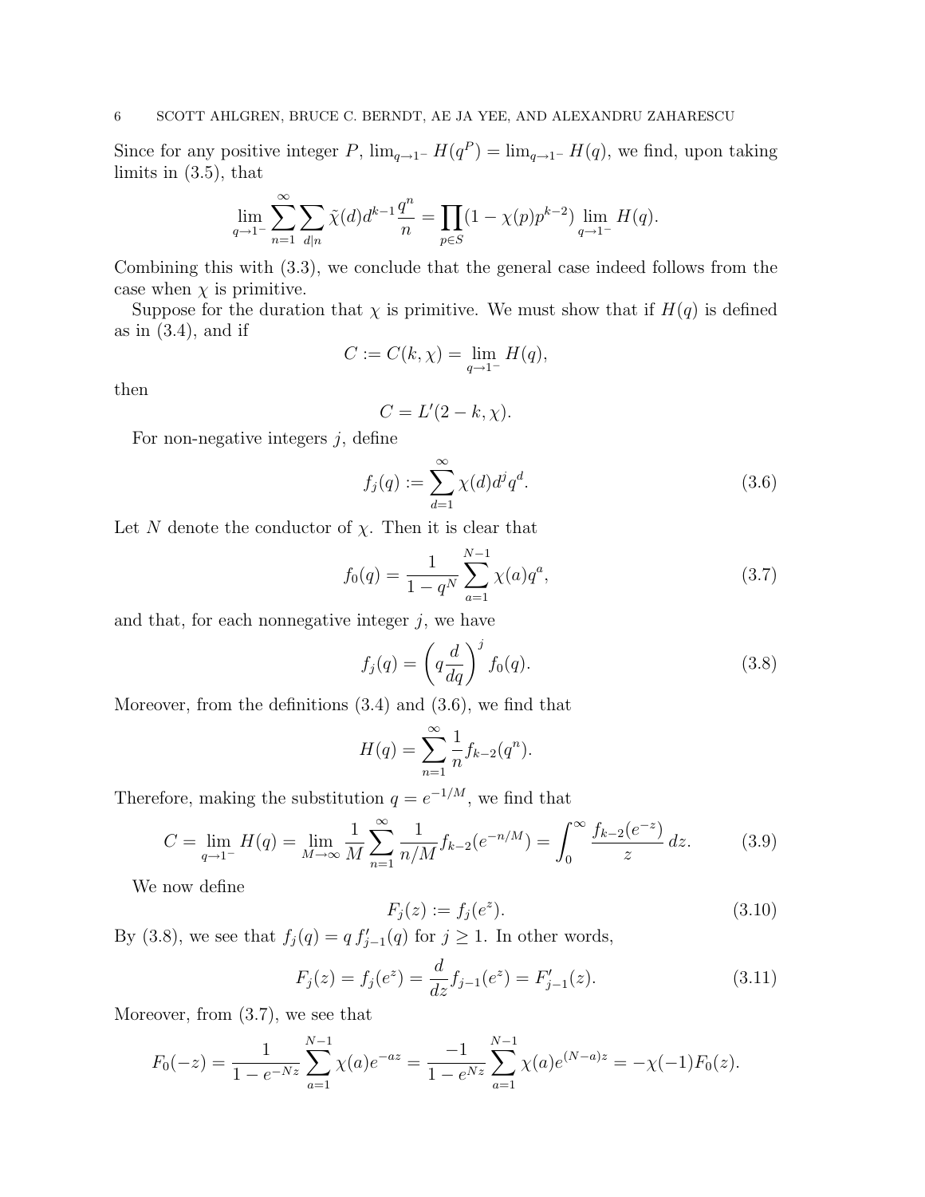Since for any positive integer $P$, $\lim_{q\to 1^-} H(q^P) = \lim_{q\to 1^-} H(q)$, we find, upon taking limits in (3.5), that

$$\lim_{q\to 1^-} \sum_{n=1}^{\infty} \sum_{d|n} \tilde{\chi}(d) d^{k-1} \frac{q^n}{n} = \prod_{p\in S} (1 - \chi(p)p^{k-2}) \lim_{q\to 1^-} H(q).$$

Combining this with (3.3), we conclude that the general case indeed follows from the case when $\chi$ is primitive.

Suppose for the duration that $\chi$ is primitive. We must show that if $H(q)$ is defined as in (3.4), and if

$$C := C(k,\chi) = \lim_{q\to 1^-} H(q),$$

then

$$C = L'(2-k,\chi).$$

For non-negative integers $j$, define

$$f_j(q) := \sum_{d=1}^{\infty} \chi(d) d^j q^d. \tag{3.6}$$

Let $N$ denote the conductor of $\chi$. Then it is clear that

$$f_0(q) = \frac{1}{1-q^N} \sum_{a=1}^{N-1} \chi(a) q^a, \tag{3.7}$$

and that, for each nonnegative integer $j$, we have

$$f_j(q) = \left( q \frac{d}{dq} \right)^j f_0(q). \tag{3.8}$$

Moreover, from the definitions (3.4) and (3.6), we find that

$$H(q) = \sum_{n=1}^{\infty} \frac{1}{n} f_{k-2}(q^n).$$

Therefore, making the substitution $q = e^{-1/M}$, we find that

$$C = \lim_{q\to 1^-} H(q) = \lim_{M\to\infty} \frac{1}{M} \sum_{n=1}^{\infty} \frac{1}{n/M} f_{k-2}(e^{-n/M}) = \int_0^{\infty} \frac{f_{k-2}(e^{-z})}{z}\, dz. \tag{3.9}$$

We now define

$$F_j(z) := f_j(e^z). \tag{3.10}$$

By (3.8), we see that $f_j(q) = q\, f'_{j-1}(q)$ for $j \geq 1$. In other words,

$$F_j(z) = f_j(e^z) = \frac{d}{dz} f_{j-1}(e^z) = F'_{j-1}(z). \tag{3.11}$$

Moreover, from (3.7), we see that

$$F_0(-z) = \frac{1}{1-e^{-Nz}} \sum_{a=1}^{N-1} \chi(a) e^{-az} = \frac{-1}{1-e^{Nz}} \sum_{a=1}^{N-1} \chi(a) e^{(N-a)z} = -\chi(-1) F_0(z).$$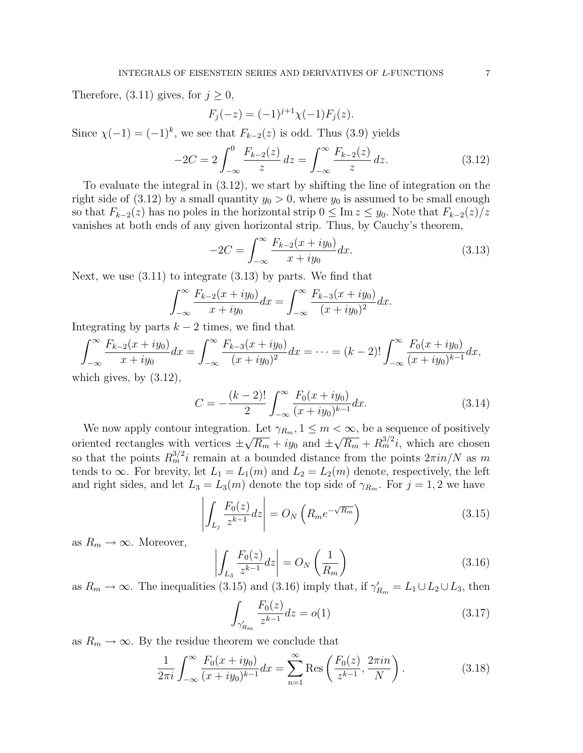Therefore, (3.11) gives, for $j \geq 0$,

$$F_j(-z) = (-1)^{j+1}\chi(-1)F_j(z).$$

Since $\chi(-1) = (-1)^k$, we see that $F_{k-2}(z)$ is odd. Thus (3.9) yields

$$-2C = 2\int_{-\infty}^{0} \frac{F_{k-2}(z)}{z}\, dz = \int_{-\infty}^{\infty} \frac{F_{k-2}(z)}{z}\, dz. \tag{3.12}$$

To evaluate the integral in (3.12), we start by shifting the line of integration on the right side of (3.12) by a small quantity $y_0 > 0$, where $y_0$ is assumed to be small enough so that $F_{k-2}(z)$ has no poles in the horizontal strip $0 \leq \operatorname{Im} z \leq y_0$. Note that $F_{k-2}(z)/z$ vanishes at both ends of any given horizontal strip. Thus, by Cauchy's theorem,

$$-2C = \int_{-\infty}^{\infty} \frac{F_{k-2}(x+iy_0)}{x+iy_0} dx. \tag{3.13}$$

Next, we use (3.11) to integrate (3.13) by parts. We find that

$$\int_{-\infty}^{\infty} \frac{F_{k-2}(x+iy_0)}{x+iy_0} dx = \int_{-\infty}^{\infty} \frac{F_{k-3}(x+iy_0)}{(x+iy_0)^2} dx.$$

Integrating by parts $k-2$ times, we find that

$$\int_{-\infty}^{\infty} \frac{F_{k-2}(x+iy_0)}{x+iy_0} dx = \int_{-\infty}^{\infty} \frac{F_{k-3}(x+iy_0)}{(x+iy_0)^2} dx = \cdots = (k-2)! \int_{-\infty}^{\infty} \frac{F_0(x+iy_0)}{(x+iy_0)^{k-1}} dx,$$

which gives, by (3.12),

$$C = -\frac{(k-2)!}{2} \int_{-\infty}^{\infty} \frac{F_0(x+iy_0)}{(x+iy_0)^{k-1}} dx. \tag{3.14}$$

We now apply contour integration. Let $\gamma_{R_m}, 1 \leq m < \infty$, be a sequence of positively oriented rectangles with vertices $\pm\sqrt{R_m} + iy_0$ and $\pm\sqrt{R_m} + R_m^{3/2} i$, which are chosen so that the points $R_m^{3/2} i$ remain at a bounded distance from the points $2\pi i n/N$ as $m$ tends to $\infty$. For brevity, let $L_1 = L_1(m)$ and $L_2 = L_2(m)$ denote, respectively, the left and right sides, and let $L_3 = L_3(m)$ denote the top side of $\gamma_{R_m}$. For $j = 1, 2$ we have

$$\left| \int_{L_j} \frac{F_0(z)}{z^{k-1}} dz \right| = O_N\left( R_m e^{-\sqrt{R_m}} \right) \tag{3.15}$$

as $R_m \to \infty$. Moreover,

$$\left| \int_{L_3} \frac{F_0(z)}{z^{k-1}} dz \right| = O_N\left( \frac{1}{R_m} \right) \tag{3.16}$$

as $R_m \to \infty$. The inequalities (3.15) and (3.16) imply that, if $\gamma'_{R_m} = L_1 \cup L_2 \cup L_3$, then

$$\int_{\gamma'_{R_m}} \frac{F_0(z)}{z^{k-1}} dz = o(1) \tag{3.17}$$

as $R_m \to \infty$. By the residue theorem we conclude that

$$\frac{1}{2\pi i} \int_{-\infty}^{\infty} \frac{F_0(x+iy_0)}{(x+iy_0)^{k-1}} dx = \sum_{n=1}^{\infty} \operatorname{Res}\left( \frac{F_0(z)}{z^{k-1}}, \frac{2\pi i n}{N} \right). \tag{3.18}$$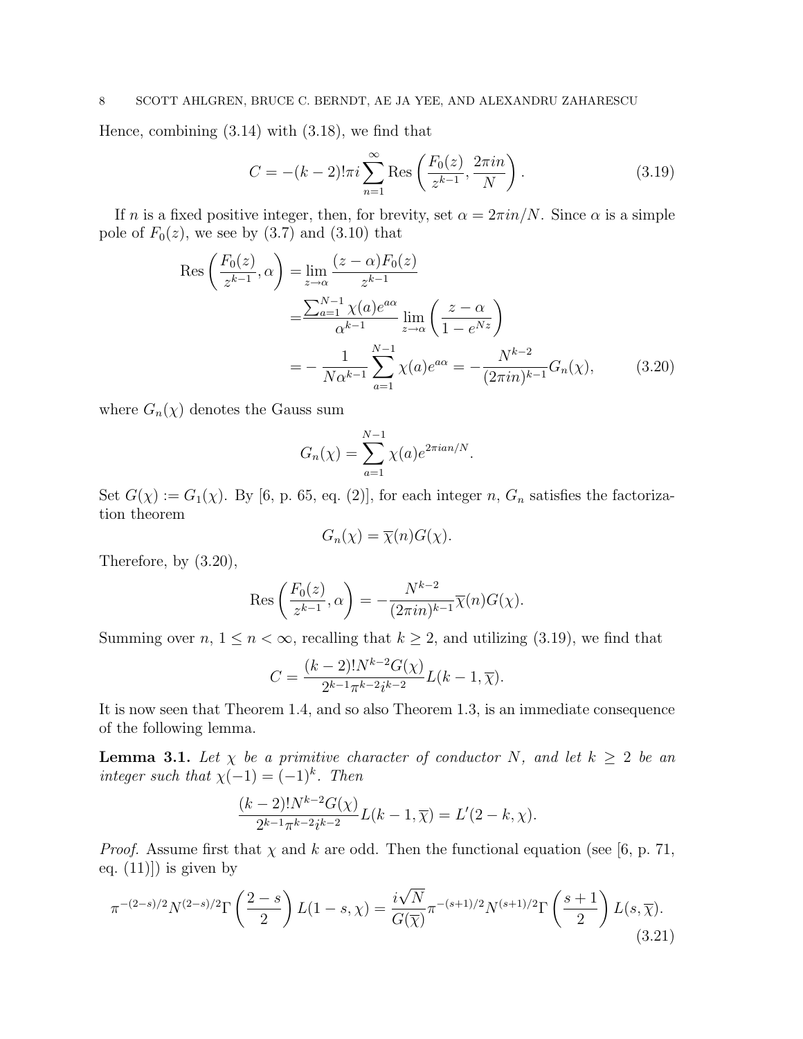Hence, combining (3.14) with (3.18), we find that

$$C = -(k-2)!\pi i \sum_{n=1}^{\infty} \operatorname{Res}\left(\frac{F_0(z)}{z^{k-1}}, \frac{2\pi i n}{N}\right). \tag{3.19}$$

If $n$ is a fixed positive integer, then, for brevity, set $\alpha = 2\pi i n/N$. Since $\alpha$ is a simple pole of $F_0(z)$, we see by (3.7) and (3.10) that

$$\begin{aligned}
\operatorname{Res}\left(\frac{F_0(z)}{z^{k-1}}, \alpha\right) &= \lim_{z\to\alpha} \frac{(z-\alpha)F_0(z)}{z^{k-1}} \\
&= \frac{\sum_{a=1}^{N-1}\chi(a)e^{a\alpha}}{\alpha^{k-1}} \lim_{z\to\alpha}\left(\frac{z-\alpha}{1-e^{Nz}}\right) \\
&= -\frac{1}{N\alpha^{k-1}}\sum_{a=1}^{N-1}\chi(a)e^{a\alpha} = -\frac{N^{k-2}}{(2\pi i n)^{k-1}}G_n(\chi), \qquad (3.20)
\end{aligned}$$

where $G_n(\chi)$ denotes the Gauss sum

$$G_n(\chi) = \sum_{a=1}^{N-1}\chi(a)e^{2\pi i a n/N}.$$

Set $G(\chi) := G_1(\chi)$. By [6, p. 65, eq. (2)], for each integer $n$, $G_n$ satisfies the factorization theorem

$$G_n(\chi) = \overline{\chi}(n)G(\chi).$$

Therefore, by (3.20),

$$\operatorname{Res}\left(\frac{F_0(z)}{z^{k-1}}, \alpha\right) = -\frac{N^{k-2}}{(2\pi i n)^{k-1}}\overline{\chi}(n)G(\chi).$$

Summing over $n$, $1 \le n < \infty$, recalling that $k \ge 2$, and utilizing (3.19), we find that

$$C = \frac{(k-2)!N^{k-2}G(\chi)}{2^{k-1}\pi^{k-2}i^{k-2}}L(k-1,\overline{\chi}).$$

It is now seen that Theorem 1.4, and so also Theorem 1.3, is an immediate consequence of the following lemma.

**Lemma 3.1.** *Let $\chi$ be a primitive character of conductor $N$, and let $k \ge 2$ be an integer such that $\chi(-1) = (-1)^k$. Then*

$$\frac{(k-2)!N^{k-2}G(\chi)}{2^{k-1}\pi^{k-2}i^{k-2}}L(k-1,\overline{\chi}) = L'(2-k,\chi).$$

*Proof.* Assume first that $\chi$ and $k$ are odd. Then the functional equation (see [6, p. 71, eq. (11)]) is given by

$$\pi^{-(2-s)/2}N^{(2-s)/2}\Gamma\left(\frac{2-s}{2}\right)L(1-s,\chi) = \frac{i\sqrt{N}}{G(\overline{\chi})}\pi^{-(s+1)/2}N^{(s+1)/2}\Gamma\left(\frac{s+1}{2}\right)L(s,\overline{\chi}). \tag{3.21}$$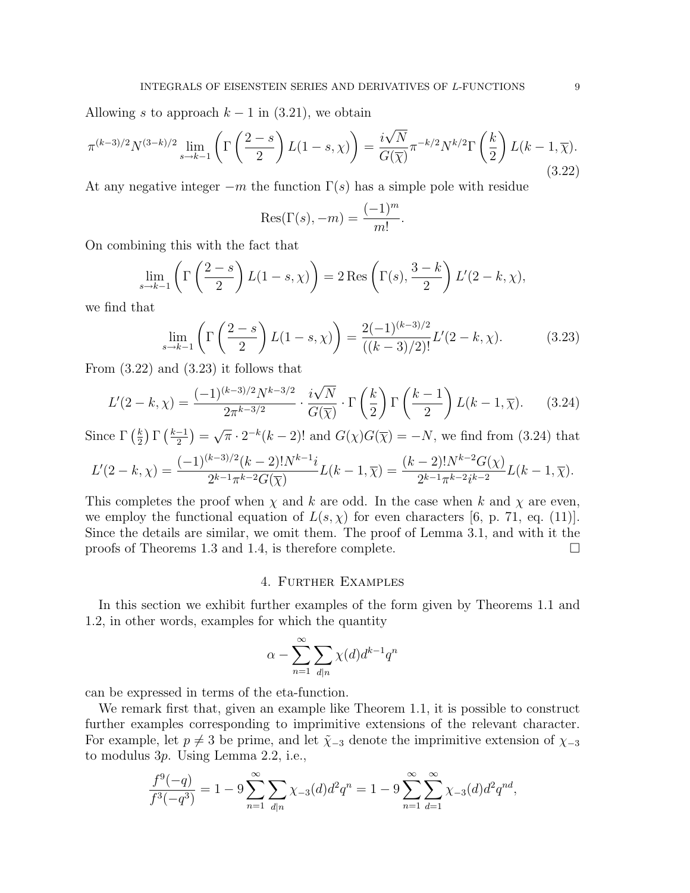Allowing $s$ to approach $k-1$ in (3.21), we obtain

$$\pi^{(k-3)/2}N^{(3-k)/2}\lim_{s\to k-1}\left(\Gamma\left(\frac{2-s}{2}\right)L(1-s,\chi)\right)=\frac{i\sqrt{N}}{G(\overline{\chi})}\pi^{-k/2}N^{k/2}\Gamma\left(\frac{k}{2}\right)L(k-1,\overline{\chi}). \tag{3.22}$$

At any negative integer $-m$ the function $\Gamma(s)$ has a simple pole with residue

$$\operatorname{Res}(\Gamma(s),-m)=\frac{(-1)^m}{m!}.$$

On combining this with the fact that

$$\lim_{s\to k-1}\left(\Gamma\left(\frac{2-s}{2}\right)L(1-s,\chi)\right)=2\operatorname{Res}\left(\Gamma(s),\frac{3-k}{2}\right)L'(2-k,\chi),$$

we find that

$$\lim_{s\to k-1}\left(\Gamma\left(\frac{2-s}{2}\right)L(1-s,\chi)\right)=\frac{2(-1)^{(k-3)/2}}{((k-3)/2)!}L'(2-k,\chi). \tag{3.23}$$

From (3.22) and (3.23) it follows that

$$L'(2-k,\chi)=\frac{(-1)^{(k-3)/2}N^{k-3/2}}{2\pi^{k-3/2}}\cdot\frac{i\sqrt{N}}{G(\overline{\chi})}\cdot\Gamma\left(\frac{k}{2}\right)\Gamma\left(\frac{k-1}{2}\right)L(k-1,\overline{\chi}). \tag{3.24}$$

Since $\Gamma\left(\frac{k}{2}\right)\Gamma\left(\frac{k-1}{2}\right)=\sqrt{\pi}\cdot 2^{-k}(k-2)!$ and $G(\chi)G(\overline{\chi})=-N$, we find from (3.24) that

$$L'(2-k,\chi)=\frac{(-1)^{(k-3)/2}(k-2)!N^{k-1}i}{2^{k-1}\pi^{k-2}G(\overline{\chi})}L(k-1,\overline{\chi})=\frac{(k-2)!N^{k-2}G(\chi)}{2^{k-1}\pi^{k-2}i^{k-2}}L(k-1,\overline{\chi}).$$

This completes the proof when $\chi$ and $k$ are odd. In the case when $k$ and $\chi$ are even, we employ the functional equation of $L(s,\chi)$ for even characters [6, p. 71, eq. (11)]. Since the details are similar, we omit them. The proof of Lemma 3.1, and with it the proofs of Theorems 1.3 and 1.4, is therefore complete. □

## 4. Further Examples

In this section we exhibit further examples of the form given by Theorems 1.1 and 1.2, in other words, examples for which the quantity

$$\alpha-\sum_{n=1}^{\infty}\sum_{d|n}\chi(d)d^{k-1}q^n$$

can be expressed in terms of the eta-function.

We remark first that, given an example like Theorem 1.1, it is possible to construct further examples corresponding to imprimitive extensions of the relevant character. For example, let $p\neq 3$ be prime, and let $\tilde{\chi}_{-3}$ denote the imprimitive extension of $\chi_{-3}$ to modulus $3p$. Using Lemma 2.2, i.e.,

$$\frac{f^9(-q)}{f^3(-q^3)}=1-9\sum_{n=1}^{\infty}\sum_{d|n}\chi_{-3}(d)d^2q^n=1-9\sum_{n=1}^{\infty}\sum_{d=1}^{\infty}\chi_{-3}(d)d^2q^{nd},$$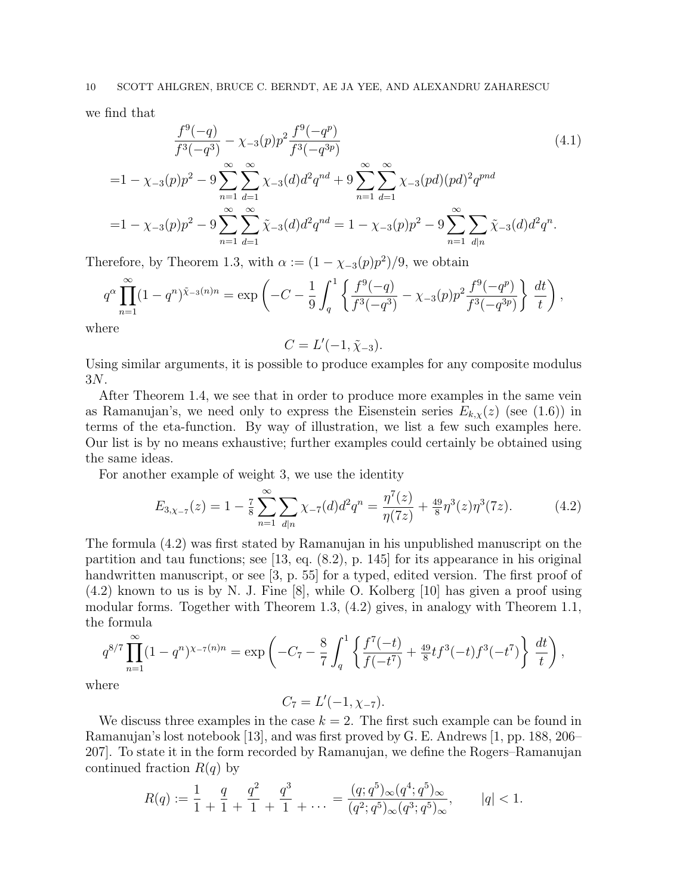we find that

$$
\begin{aligned}
&\frac{f^9(-q)}{f^3(-q^3)} - \chi_{-3}(p)p^2\frac{f^9(-q^p)}{f^3(-q^{3p})} \qquad (4.1)\\
=&1-\chi_{-3}(p)p^2 - 9\sum_{n=1}^{\infty}\sum_{d=1}^{\infty}\chi_{-3}(d)d^2q^{nd} + 9\sum_{n=1}^{\infty}\sum_{d=1}^{\infty}\chi_{-3}(pd)(pd)^2q^{pnd}\\
=&1-\chi_{-3}(p)p^2 - 9\sum_{n=1}^{\infty}\sum_{d=1}^{\infty}\tilde{\chi}_{-3}(d)d^2q^{nd} = 1-\chi_{-3}(p)p^2 - 9\sum_{n=1}^{\infty}\sum_{d\mid n}\tilde{\chi}_{-3}(d)d^2q^{n}.
\end{aligned}
$$

Therefore, by Theorem 1.3, with $\alpha := (1-\chi_{-3}(p)p^2)/9$, we obtain

$$
q^{\alpha}\prod_{n=1}^{\infty}(1-q^n)^{\tilde{\chi}_{-3}(n)n} = \exp\left(-C - \frac{1}{9}\int_q^1\left\{\frac{f^9(-q)}{f^3(-q^3)} - \chi_{-3}(p)p^2\frac{f^9(-q^p)}{f^3(-q^{3p})}\right\}\frac{dt}{t}\right),
$$

where

$$
C = L'(-1,\tilde{\chi}_{-3}).
$$

Using similar arguments, it is possible to produce examples for any composite modulus $3N$.

After Theorem 1.4, we see that in order to produce more examples in the same vein as Ramanujan's, we need only to express the Eisenstein series $E_{k,\chi}(z)$ (see (1.6)) in terms of the eta-function. By way of illustration, we list a few such examples here. Our list is by no means exhaustive; further examples could certainly be obtained using the same ideas.

For another example of weight 3, we use the identity

$$
E_{3,\chi_{-7}}(z) = 1 - \tfrac{7}{8}\sum_{n=1}^{\infty}\sum_{d\mid n}\chi_{-7}(d)d^2q^n = \frac{\eta^7(z)}{\eta(7z)} + \tfrac{49}{8}\eta^3(z)\eta^3(7z). \qquad (4.2)
$$

The formula (4.2) was first stated by Ramanujan in his unpublished manuscript on the partition and tau functions; see [13, eq. (8.2), p. 145] for its appearance in his original handwritten manuscript, or see [3, p. 55] for a typed, edited version. The first proof of (4.2) known to us is by N. J. Fine [8], while O. Kolberg [10] has given a proof using modular forms. Together with Theorem 1.3, (4.2) gives, in analogy with Theorem 1.1, the formula

$$
q^{8/7}\prod_{n=1}^{\infty}(1-q^n)^{\chi_{-7}(n)n} = \exp\left(-C_7 - \frac{8}{7}\int_q^1\left\{\frac{f^7(-t)}{f(-t^7)} + \tfrac{49}{8}tf^3(-t)f^3(-t^7)\right\}\frac{dt}{t}\right),
$$

where

$$
C_7 = L'(-1,\chi_{-7}).
$$

We discuss three examples in the case $k=2$. The first such example can be found in Ramanujan's lost notebook [13], and was first proved by G. E. Andrews [1, pp. 188, 206–207]. To state it in the form recorded by Ramanujan, we define the Rogers–Ramanujan continued fraction $R(q)$ by

$$
R(q) := \frac{1}{1}\,\frac{}{+}\,\frac{q}{1}\,\frac{}{+}\,\frac{q^2}{1}\,\frac{}{+}\,\frac{q^3}{1}\,\frac{}{+}\cdots = \frac{(q;q^5)_\infty(q^4;q^5)_\infty}{(q^2;q^5)_\infty(q^3;q^5)_\infty}, \qquad |q|<1.
$$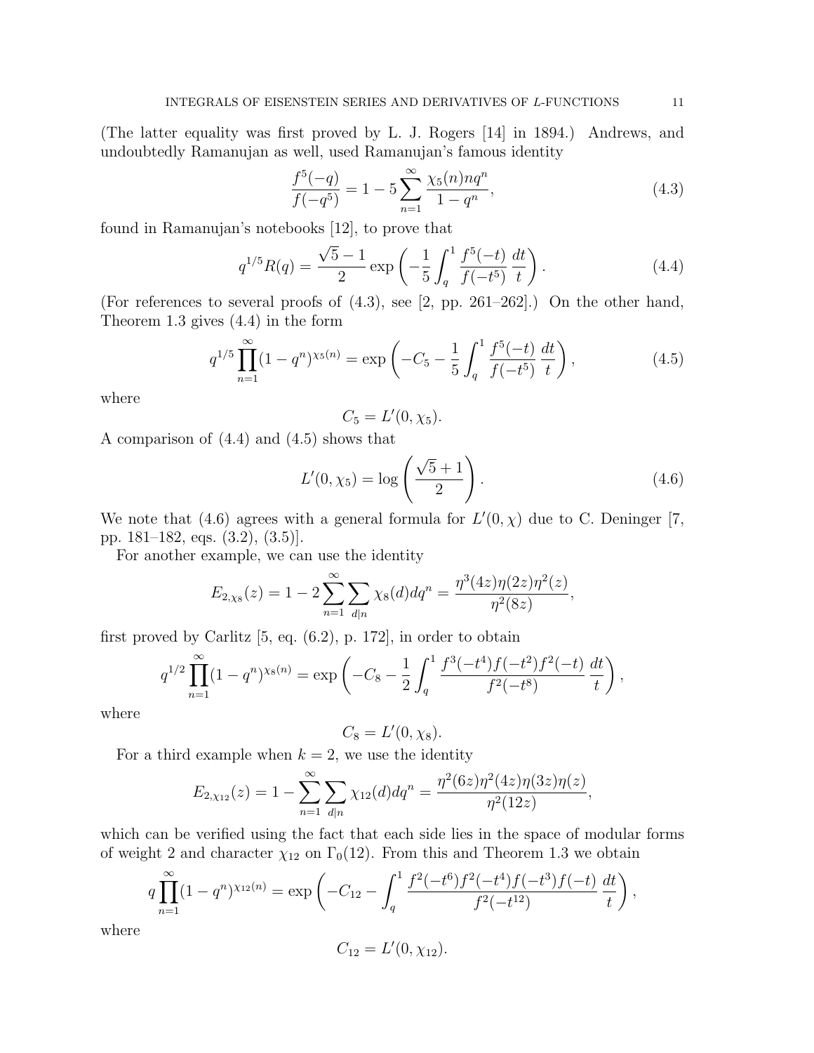(The latter equality was first proved by L. J. Rogers [14] in 1894.) Andrews, and undoubtedly Ramanujan as well, used Ramanujan's famous identity

$$\frac{f^5(-q)}{f(-q^5)} = 1 - 5\sum_{n=1}^{\infty} \frac{\chi_5(n) n q^n}{1-q^n}, \tag{4.3}$$

found in Ramanujan's notebooks [12], to prove that

$$q^{1/5}R(q) = \frac{\sqrt{5}-1}{2} \exp\left(-\frac{1}{5}\int_q^1 \frac{f^5(-t)}{f(-t^5)}\,\frac{dt}{t}\right). \tag{4.4}$$

(For references to several proofs of (4.3), see [2, pp. 261–262].) On the other hand, Theorem 1.3 gives (4.4) in the form

$$q^{1/5}\prod_{n=1}^{\infty}(1-q^n)^{\chi_5(n)} = \exp\left(-C_5 - \frac{1}{5}\int_q^1 \frac{f^5(-t)}{f(-t^5)}\,\frac{dt}{t}\right), \tag{4.5}$$

where

$$C_5 = L'(0,\chi_5).$$

A comparison of (4.4) and (4.5) shows that

$$L'(0,\chi_5) = \log\left(\frac{\sqrt{5}+1}{2}\right). \tag{4.6}$$

We note that (4.6) agrees with a general formula for $L'(0,\chi)$ due to C. Deninger [7, pp. 181–182, eqs. (3.2), (3.5)].

For another example, we can use the identity

$$E_{2,\chi_8}(z) = 1 - 2\sum_{n=1}^{\infty}\sum_{d|n}\chi_8(d) d q^n = \frac{\eta^3(4z)\eta(2z)\eta^2(z)}{\eta^2(8z)},$$

first proved by Carlitz [5, eq. (6.2), p. 172], in order to obtain

$$q^{1/2}\prod_{n=1}^{\infty}(1-q^n)^{\chi_8(n)} = \exp\left(-C_8 - \frac{1}{2}\int_q^1 \frac{f^3(-t^4)f(-t^2)f^2(-t)}{f^2(-t^8)}\,\frac{dt}{t}\right),$$

where

$$C_8 = L'(0,\chi_8).$$

For a third example when $k=2$, we use the identity

$$E_{2,\chi_{12}}(z) = 1 - \sum_{n=1}^{\infty}\sum_{d|n}\chi_{12}(d) d q^n = \frac{\eta^2(6z)\eta^2(4z)\eta(3z)\eta(z)}{\eta^2(12z)},$$

which can be verified using the fact that each side lies in the space of modular forms of weight 2 and character $\chi_{12}$ on $\Gamma_0(12)$. From this and Theorem 1.3 we obtain

$$q\prod_{n=1}^{\infty}(1-q^n)^{\chi_{12}(n)} = \exp\left(-C_{12} - \int_q^1 \frac{f^2(-t^6)f^2(-t^4)f(-t^3)f(-t)}{f^2(-t^{12})}\,\frac{dt}{t}\right),$$

where

$$C_{12} = L'(0,\chi_{12}).$$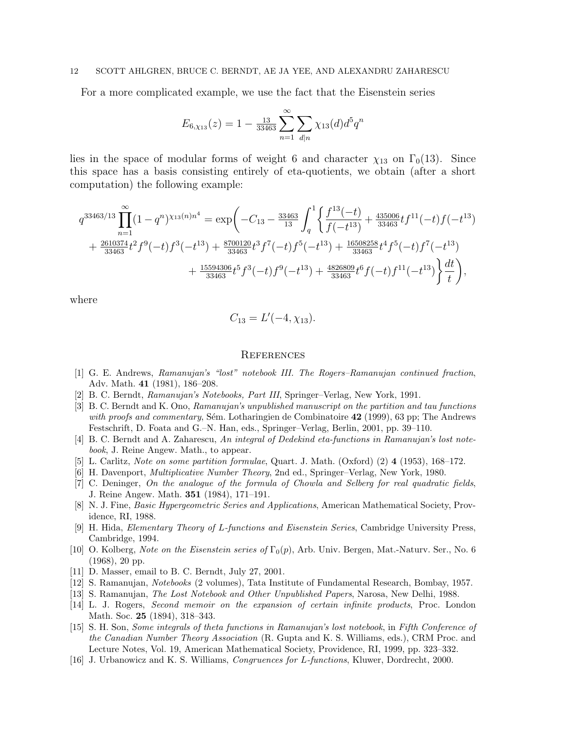For a more complicated example, we use the fact that the Eisenstein series

$$E_{6,\chi_{13}}(z) = 1 - \tfrac{13}{33463} \sum_{n=1}^{\infty} \sum_{d|n} \chi_{13}(d) d^5 q^n$$

lies in the space of modular forms of weight 6 and character $\chi_{13}$ on $\Gamma_0(13)$. Since this space has a basis consisting entirely of eta-quotients, we obtain (after a short computation) the following example:

$$\begin{aligned} q^{33463/13} \prod_{n=1}^{\infty} (1-q^n)^{\chi_{13}(n)n^4} = \exp\Bigg( &-C_{13} - \tfrac{33463}{13} \int_q^1 \Bigg\{ \frac{f^{13}(-t)}{f(-t^{13})} + \tfrac{435006}{33463} t f^{11}(-t) f(-t^{13}) \\ &+ \tfrac{2610374}{33463} t^2 f^9(-t) f^3(-t^{13}) + \tfrac{8700120}{33463} t^3 f^7(-t) f^5(-t^{13}) + \tfrac{16508258}{33463} t^4 f^5(-t) f^7(-t^{13}) \\ &+ \tfrac{15594306}{33463} t^5 f^3(-t) f^9(-t^{13}) + \tfrac{4826809}{33463} t^6 f(-t) f^{11}(-t^{13}) \Bigg\} \frac{dt}{t} \Bigg), \end{aligned}$$

where

$$C_{13} = L'(-4, \chi_{13}).$$

## References

[1] G. E. Andrews, *Ramanujan's "lost" notebook III. The Rogers–Ramanujan continued fraction*, Adv. Math. **41** (1981), 186–208.

[2] B. C. Berndt, *Ramanujan's Notebooks, Part III*, Springer–Verlag, New York, 1991.

[3] B. C. Berndt and K. Ono, *Ramanujan's unpublished manuscript on the partition and tau functions with proofs and commentary*, Sém. Lotharingien de Combinatoire **42** (1999), 63 pp; The Andrews Festschrift, D. Foata and G.–N. Han, eds., Springer–Verlag, Berlin, 2001, pp. 39–110.

[4] B. C. Berndt and A. Zaharescu, *An integral of Dedekind eta-functions in Ramanujan's lost notebook*, J. Reine Angew. Math., to appear.

[5] L. Carlitz, *Note on some partition formulae*, Quart. J. Math. (Oxford) (2) **4** (1953), 168–172.

[6] H. Davenport, *Multiplicative Number Theory*, 2nd ed., Springer–Verlag, New York, 1980.

[7] C. Deninger, *On the analogue of the formula of Chowla and Selberg for real quadratic fields*, J. Reine Angew. Math. **351** (1984), 171–191.

[8] N. J. Fine, *Basic Hypergeometric Series and Applications*, American Mathematical Society, Providence, RI, 1988.

[9] H. Hida, *Elementary Theory of L-functions and Eisenstein Series*, Cambridge University Press, Cambridge, 1994.

[10] O. Kolberg, *Note on the Eisenstein series of* $\Gamma_0(p)$, Arb. Univ. Bergen, Mat.-Naturv. Ser., No. 6 (1968), 20 pp.

[11] D. Masser, email to B. C. Berndt, July 27, 2001.

[12] S. Ramanujan, *Notebooks* (2 volumes), Tata Institute of Fundamental Research, Bombay, 1957.

[13] S. Ramanujan, *The Lost Notebook and Other Unpublished Papers*, Narosa, New Delhi, 1988.

[14] L. J. Rogers, *Second memoir on the expansion of certain infinite products*, Proc. London Math. Soc. **25** (1894), 318–343.

[15] S. H. Son, *Some integrals of theta functions in Ramanujan's lost notebook*, in *Fifth Conference of the Canadian Number Theory Association* (R. Gupta and K. S. Williams, eds.), CRM Proc. and Lecture Notes, Vol. 19, American Mathematical Society, Providence, RI, 1999, pp. 323–332.

[16] J. Urbanowicz and K. S. Williams, *Congruences for L-functions*, Kluwer, Dordrecht, 2000.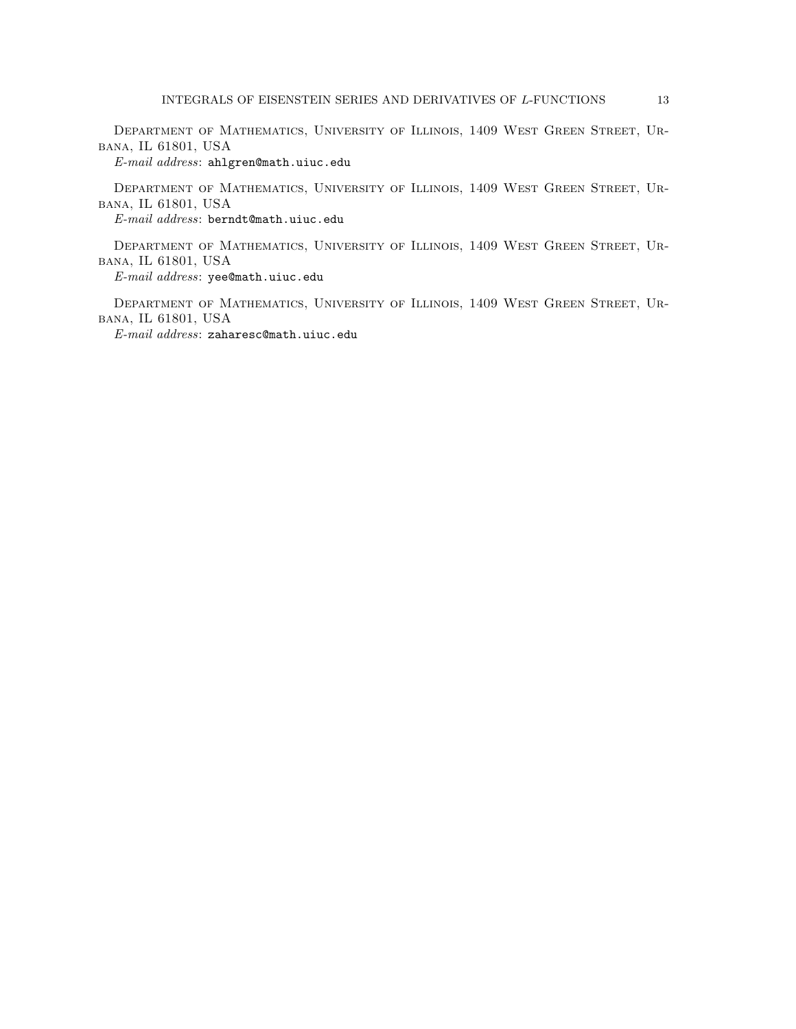Department of Mathematics, University of Illinois, 1409 West Green Street, Urbana, IL 61801, USA

*E-mail address*: `ahlgren@math.uiuc.edu`

Department of Mathematics, University of Illinois, 1409 West Green Street, Urbana, IL 61801, USA

*E-mail address*: `berndt@math.uiuc.edu`

Department of Mathematics, University of Illinois, 1409 West Green Street, Urbana, IL 61801, USA

*E-mail address*: `yee@math.uiuc.edu`

Department of Mathematics, University of Illinois, 1409 West Green Street, Urbana, IL 61801, USA

*E-mail address*: `zaharesc@math.uiuc.edu`